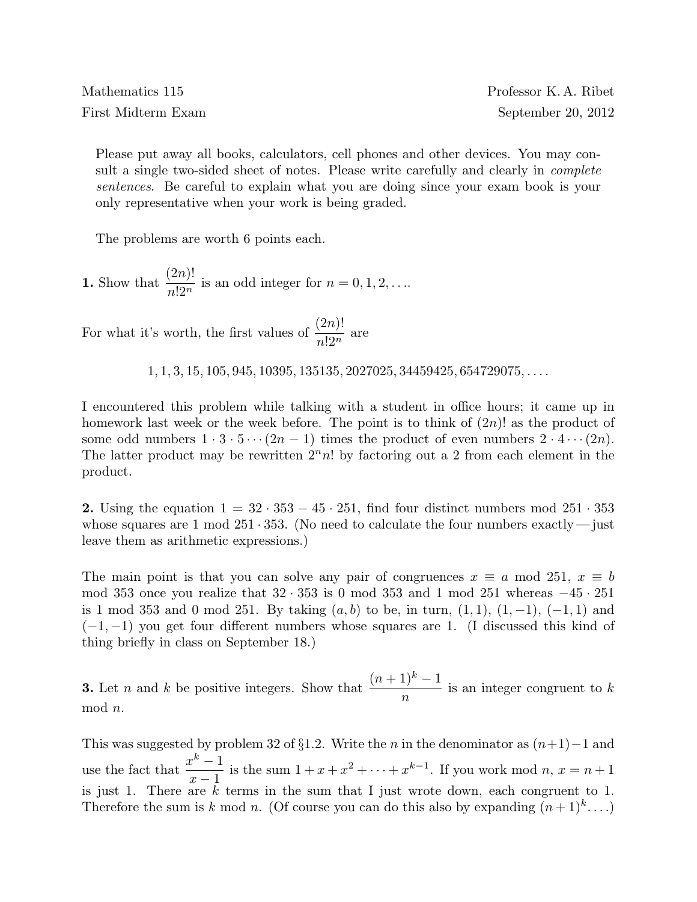Mathematics 115 — Professor K. A. Ribet

First Midterm Exam — September 20, 2012

Please put away all books, calculators, cell phones and other devices. You may consult a single two-sided sheet of notes. Please write carefully and clearly in *complete sentences*. Be careful to explain what you are doing since your exam book is your only representative when your work is being graded.

The problems are worth 6 points each.

**1.** Show that $\dfrac{(2n)!}{n!2^n}$ is an odd integer for $n = 0, 1, 2, \ldots$.

For what it's worth, the first values of $\dfrac{(2n)!}{n!2^n}$ are

$$1, 1, 3, 15, 105, 945, 10395, 135135, 2027025, 34459425, 654729075, \ldots.$$

I encountered this problem while talking with a student in office hours; it came up in homework last week or the week before. The point is to think of $(2n)!$ as the product of some odd numbers $1 \cdot 3 \cdot 5 \cdots (2n-1)$ times the product of even numbers $2 \cdot 4 \cdots (2n)$. The latter product may be rewritten $2^n n!$ by factoring out a 2 from each element in the product.

**2.** Using the equation $1 = 32 \cdot 353 - 45 \cdot 251$, find four distinct numbers mod $251 \cdot 353$ whose squares are 1 mod $251 \cdot 353$. (No need to calculate the four numbers exactly — just leave them as arithmetic expressions.)

The main point is that you can solve any pair of congruences $x \equiv a \bmod 251$, $x \equiv b \bmod 353$ once you realize that $32 \cdot 353$ is 0 mod 353 and 1 mod 251 whereas $-45 \cdot 251$ is 1 mod 353 and 0 mod 251. By taking $(a, b)$ to be, in turn, $(1, 1)$, $(1, -1)$, $(-1, 1)$ and $(-1, -1)$ you get four different numbers whose squares are 1. (I discussed this kind of thing briefly in class on September 18.)

**3.** Let $n$ and $k$ be positive integers. Show that $\dfrac{(n+1)^k - 1}{n}$ is an integer congruent to $k$ mod $n$.

This was suggested by problem 32 of §1.2. Write the $n$ in the denominator as $(n+1) - 1$ and use the fact that $\dfrac{x^k - 1}{x - 1}$ is the sum $1 + x + x^2 + \cdots + x^{k-1}$. If you work mod $n$, $x = n + 1$ is just 1. There are $k$ terms in the sum that I just wrote down, each congruent to 1. Therefore the sum is $k$ mod $n$. (Of course you can do this also by expanding $(n+1)^k \ldots$.)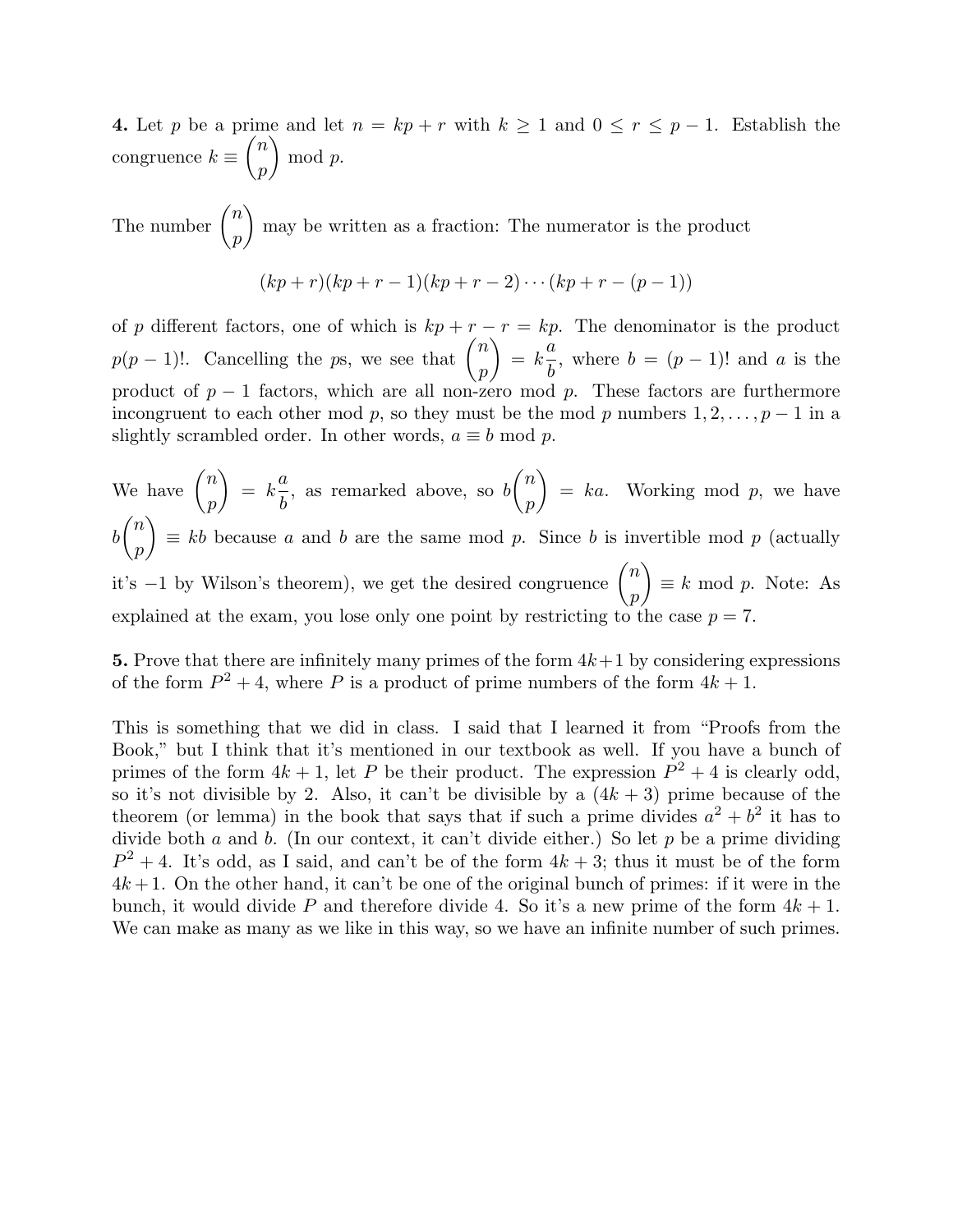**4.** Let $p$ be a prime and let $n = kp + r$ with $k \geq 1$ and $0 \leq r \leq p - 1$. Establish the congruence $k \equiv \binom{n}{p} \bmod p$.

The number $\binom{n}{p}$ may be written as a fraction: The numerator is the product

$$(kp + r)(kp + r - 1)(kp + r - 2) \cdots (kp + r - (p - 1))$$

of $p$ different factors, one of which is $kp + r - r = kp$. The denominator is the product $p(p-1)!$. Cancelling the $p$s, we see that $\binom{n}{p} = k\frac{a}{b}$, where $b = (p-1)!$ and $a$ is the product of $p - 1$ factors, which are all non-zero mod $p$. These factors are furthermore incongruent to each other mod $p$, so they must be the mod $p$ numbers $1, 2, \ldots, p - 1$ in a slightly scrambled order. In other words, $a \equiv b \bmod p$.

We have $\binom{n}{p} = k\frac{a}{b}$, as remarked above, so $b\binom{n}{p} = ka$. Working mod $p$, we have $b\binom{n}{p} \equiv kb$ because $a$ and $b$ are the same mod $p$. Since $b$ is invertible mod $p$ (actually it's $-1$ by Wilson's theorem), we get the desired congruence $\binom{n}{p} \equiv k \bmod p$. Note: As explained at the exam, you lose only one point by restricting to the case $p = 7$.

**5.** Prove that there are infinitely many primes of the form $4k+1$ by considering expressions of the form $P^2 + 4$, where $P$ is a product of prime numbers of the form $4k + 1$.

This is something that we did in class. I said that I learned it from "Proofs from the Book," but I think that it's mentioned in our textbook as well. If you have a bunch of primes of the form $4k + 1$, let $P$ be their product. The expression $P^2 + 4$ is clearly odd, so it's not divisible by 2. Also, it can't be divisible by a $(4k + 3)$ prime because of the theorem (or lemma) in the book that says that if such a prime divides $a^2 + b^2$ it has to divide both $a$ and $b$. (In our context, it can't divide either.) So let $p$ be a prime dividing $P^2 + 4$. It's odd, as I said, and can't be of the form $4k + 3$; thus it must be of the form $4k + 1$. On the other hand, it can't be one of the original bunch of primes: if it were in the bunch, it would divide $P$ and therefore divide 4. So it's a new prime of the form $4k + 1$. We can make as many as we like in this way, so we have an infinite number of such primes.